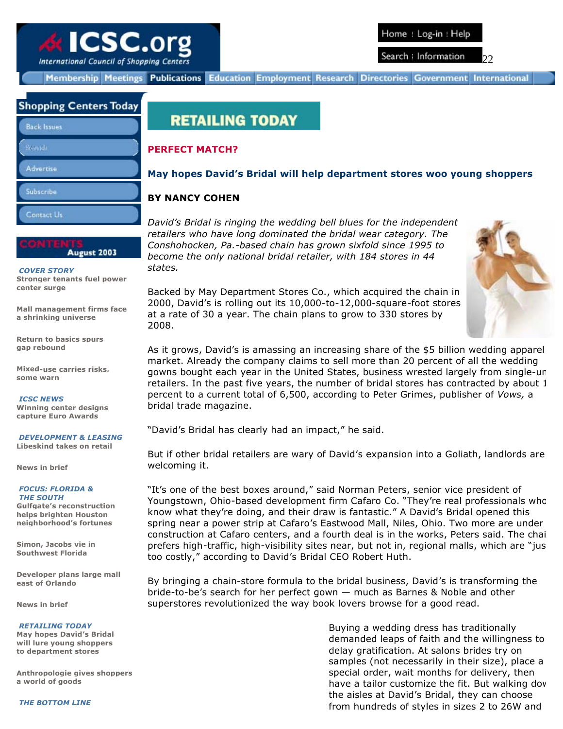# RETAILING TODAY

## PERFECT MATCH?

### May hopes David's Bridal will help department stores woo young shoppers

**BY NANCY COHEN**

*David's Bridal is ringing the wedding bell blues for the independent retailers who have long dominated the bridal wear category. The Conshohocken, Pa.-based chain has grown sixfold since 1995 to become the only national bridal retailer, with 184 stores in 44 states.*

Backed by May Department Stores Co., which acquired the chain in 2000, David's is rolling out its 10,000-to-12,000-square-foot stores at a rate of 30 a year. The chain plans to grow to 330 stores by 2008.

As it grows, David's is amassing an increasing share of the $5 billion wedding apparel market. Already the company claims to sell more than 20 percent of all the wedding gowns bought each year in the United States, business wrested largely from single-un retailers. In the past five years, the number of bridal stores has contracted by about 1 percent to a current total of 6,500, according to Peter Grimes, publisher of *Vows,* a bridal trade magazine.

"David's Bridal has clearly had an impact," he said.

But if other bridal retailers are wary of David's expansion into a Goliath, landlords are welcoming it.

"It's one of the best boxes around," said Norman Peters, senior vice president of Youngstown, Ohio-based development firm Cafaro Co. "They're real professionals who know what they're doing, and their draw is fantastic." A David's Bridal opened this spring near a power strip at Cafaro's Eastwood Mall, Niles, Ohio. Two more are under construction at Cafaro centers, and a fourth deal is in the works, Peters said. The chai prefers high-traffic, high-visibility sites near, but not in, regional malls, which are "jus too costly," according to David's Bridal CEO Robert Huth.

By bringing a chain-store formula to the bridal business, David's is transforming the bride-to-be's search for her perfect gown — much as Barnes & Noble and other superstores revolutionized the way book lovers browse for a good read.

Buying a wedding dress has traditionally demanded leaps of faith and the willingness to delay gratification. At salons brides try on samples (not necessarily in their size), place a special order, wait months for delivery, then have a tailor customize the fit. But walking dov the aisles at David's Bridal, they can choose from hundreds of styles in sizes 2 to 26W and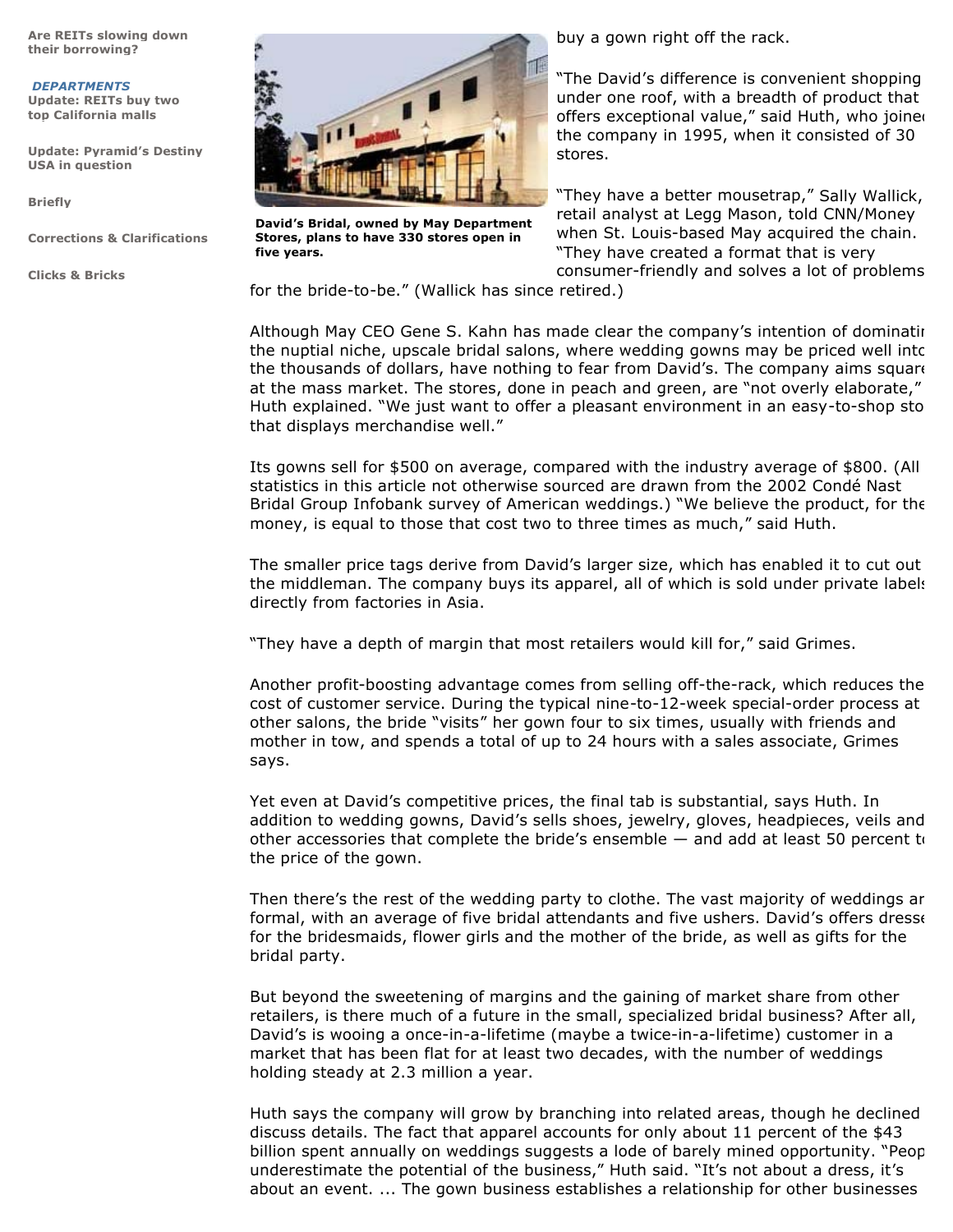Are REITs slowing down their borrowing?

*DEPARTMENTS*

Update: REITs buy two top California malls

Update: Pyramid's Destiny USA in question

Briefly

Corrections & Clarifications

Clicks & Bricks

**David's Bridal, owned by May Department Stores, plans to have 330 stores open in five years.**

buy a gown right off the rack.

"The David's difference is convenient shopping under one roof, with a breadth of product that offers exceptional value," said Huth, who joined the company in 1995, when it consisted of 30 stores.

"They have a better mousetrap," Sally Wallick, retail analyst at Legg Mason, told CNN/Money when St. Louis-based May acquired the chain. "They have created a format that is very consumer-friendly and solves a lot of problems for the bride-to-be." (Wallick has since retired.)

Although May CEO Gene S. Kahn has made clear the company's intention of dominating the nuptial niche, upscale bridal salons, where wedding gowns may be priced well into the thousands of dollars, have nothing to fear from David's. The company aims squarely at the mass market. The stores, done in peach and green, are "not overly elaborate," Huth explained. "We just want to offer a pleasant environment in an easy-to-shop store that displays merchandise well."

Its gowns sell for $500 on average, compared with the industry average of $800. (All statistics in this article not otherwise sourced are drawn from the 2002 Condé Nast Bridal Group Infobank survey of American weddings.) "We believe the product, for the money, is equal to those that cost two to three times as much," said Huth.

The smaller price tags derive from David's larger size, which has enabled it to cut out the middleman. The company buys its apparel, all of which is sold under private labels, directly from factories in Asia.

"They have a depth of margin that most retailers would kill for," said Grimes.

Another profit-boosting advantage comes from selling off-the-rack, which reduces the cost of customer service. During the typical nine-to-12-week special-order process at other salons, the bride "visits" her gown four to six times, usually with friends and mother in tow, and spends a total of up to 24 hours with a sales associate, Grimes says.

Yet even at David's competitive prices, the final tab is substantial, says Huth. In addition to wedding gowns, David's sells shoes, jewelry, gloves, headpieces, veils and other accessories that complete the bride's ensemble — and add at least 50 percent to the price of the gown.

Then there's the rest of the wedding party to clothe. The vast majority of weddings are formal, with an average of five bridal attendants and five ushers. David's offers dresses for the bridesmaids, flower girls and the mother of the bride, as well as gifts for the bridal party.

But beyond the sweetening of margins and the gaining of market share from other retailers, is there much of a future in the small, specialized bridal business? After all, David's is wooing a once-in-a-lifetime (maybe a twice-in-a-lifetime) customer in a market that has been flat for at least two decades, with the number of weddings holding steady at 2.3 million a year.

Huth says the company will grow by branching into related areas, though he declined to discuss details. The fact that apparel accounts for only about 11 percent of the $43 billion spent annually on weddings suggests a lode of barely mined opportunity. "People underestimate the potential of the business," Huth said. "It's not about a dress, it's about an event. ... The gown business establishes a relationship for other businesses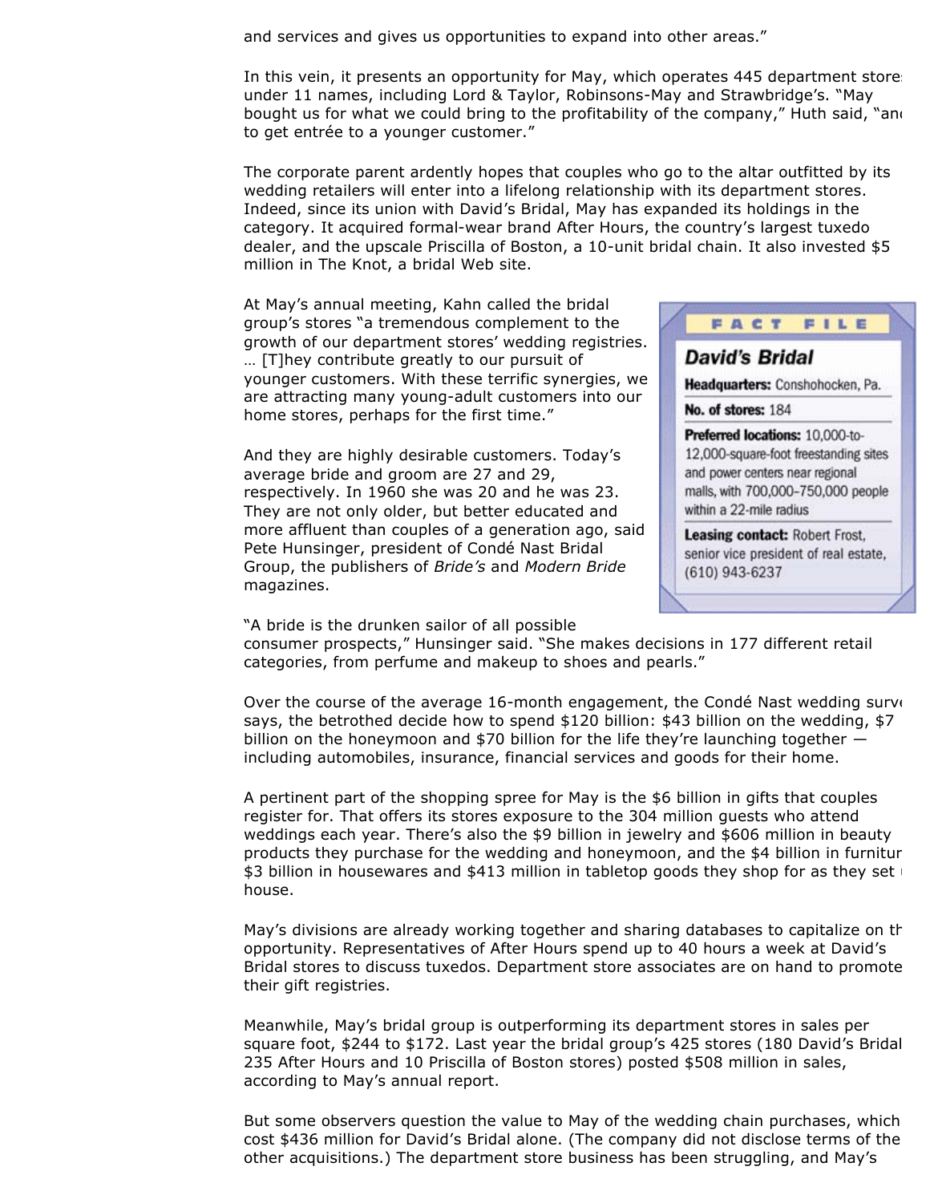and services and gives us opportunities to expand into other areas."

In this vein, it presents an opportunity for May, which operates 445 department stores under 11 names, including Lord & Taylor, Robinsons-May and Strawbridge's. "May bought us for what we could bring to the profitability of the company," Huth said, "and to get entrée to a younger customer."

The corporate parent ardently hopes that couples who go to the altar outfitted by its wedding retailers will enter into a lifelong relationship with its department stores. Indeed, since its union with David's Bridal, May has expanded its holdings in the category. It acquired formal-wear brand After Hours, the country's largest tuxedo dealer, and the upscale Priscilla of Boston, a 10-unit bridal chain. It also invested $5 million in The Knot, a bridal Web site.

At May's annual meeting, Kahn called the bridal group's stores "a tremendous complement to the growth of our department stores' wedding registries. … [T]hey contribute greatly to our pursuit of younger customers. With these terrific synergies, we are attracting many young-adult customers into our home stores, perhaps for the first time."

> **FACT FILE**
>
> ***David's Bridal***
>
> **Headquarters:** Conshohocken, Pa.
>
> **No. of stores:** 184
>
> **Preferred locations:** 10,000-to-12,000-square-foot freestanding sites and power centers near regional malls, with 700,000–750,000 people within a 22-mile radius
>
> **Leasing contact:** Robert Frost, senior vice president of real estate, (610) 943-6237

And they are highly desirable customers. Today's average bride and groom are 27 and 29, respectively. In 1960 she was 20 and he was 23. They are not only older, but better educated and more affluent than couples of a generation ago, said Pete Hunsinger, president of Condé Nast Bridal Group, the publishers of *Bride's* and *Modern Bride* magazines.

"A bride is the drunken sailor of all possible consumer prospects," Hunsinger said. "She makes decisions in 177 different retail categories, from perfume and makeup to shoes and pearls."

Over the course of the average 16-month engagement, the Condé Nast wedding survey says, the betrothed decide how to spend $120 billion: $43 billion on the wedding, $7 billion on the honeymoon and $70 billion for the life they're launching together — including automobiles, insurance, financial services and goods for their home.

A pertinent part of the shopping spree for May is the $6 billion in gifts that couples register for. That offers its stores exposure to the 304 million guests who attend weddings each year. There's also the $9 billion in jewelry and $606 million in beauty products they purchase for the wedding and honeymoon, and the $4 billion in furniture, $3 billion in housewares and $413 million in tabletop goods they shop for as they set up house.

May's divisions are already working together and sharing databases to capitalize on the opportunity. Representatives of After Hours spend up to 40 hours a week at David's Bridal stores to discuss tuxedos. Department store associates are on hand to promote their gift registries.

Meanwhile, May's bridal group is outperforming its department stores in sales per square foot, $244 to $172. Last year the bridal group's 425 stores (180 David's Bridal, 235 After Hours and 10 Priscilla of Boston stores) posted $508 million in sales, according to May's annual report.

But some observers question the value to May of the wedding chain purchases, which cost $436 million for David's Bridal alone. (The company did not disclose terms of the other acquisitions.) The department store business has been struggling, and May's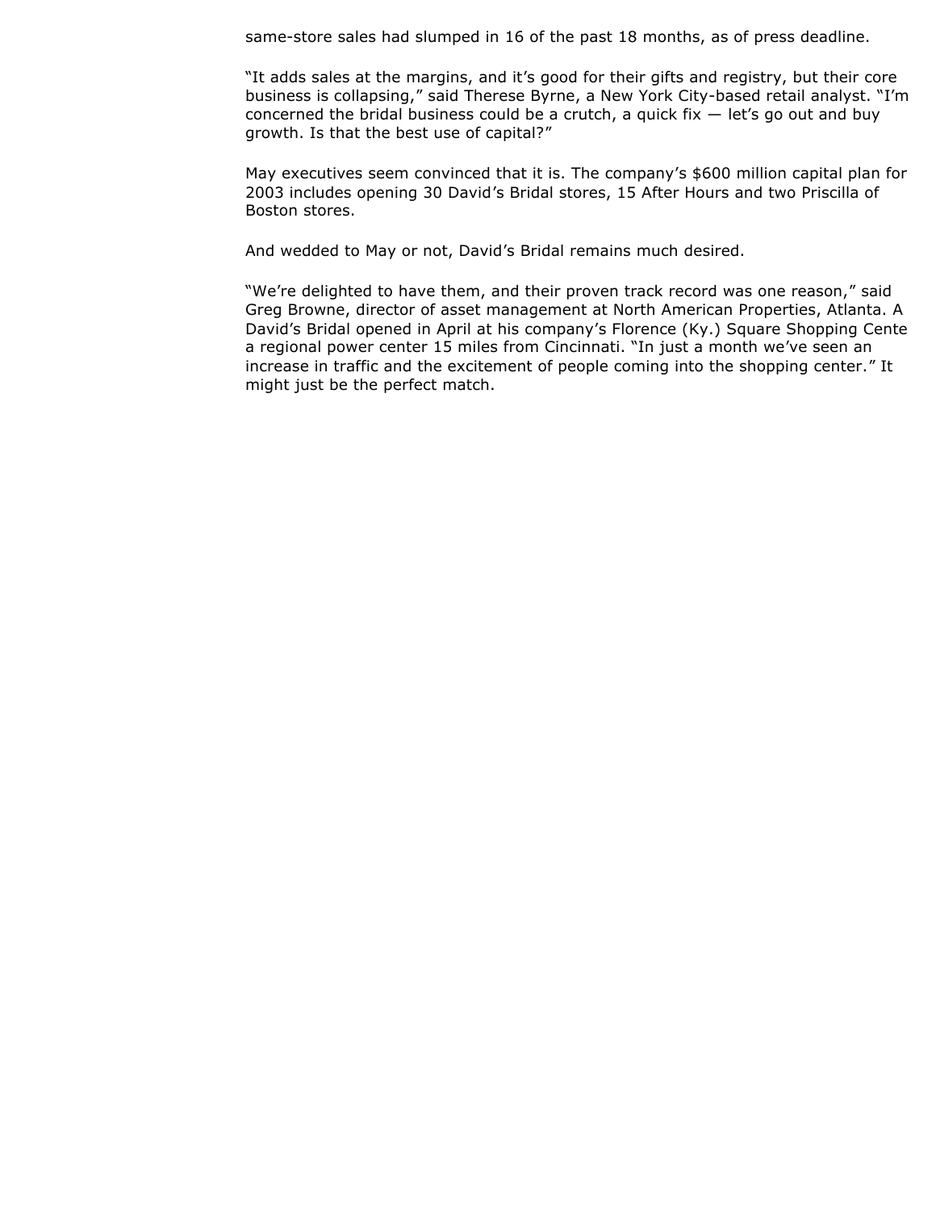same-store sales had slumped in 16 of the past 18 months, as of press deadline.

“It adds sales at the margins, and it’s good for their gifts and registry, but their core business is collapsing,” said Therese Byrne, a New York City-based retail analyst. “I’m concerned the bridal business could be a crutch, a quick fix — let’s go out and buy growth. Is that the best use of capital?”

May executives seem convinced that it is. The company’s $600 million capital plan for 2003 includes opening 30 David’s Bridal stores, 15 After Hours and two Priscilla of Boston stores.

And wedded to May or not, David’s Bridal remains much desired.

“We’re delighted to have them, and their proven track record was one reason,” said Greg Browne, director of asset management at North American Properties, Atlanta. A David’s Bridal opened in April at his company’s Florence (Ky.) Square Shopping Cente a regional power center 15 miles from Cincinnati. “In just a month we’ve seen an increase in traffic and the excitement of people coming into the shopping center.” It might just be the perfect match.